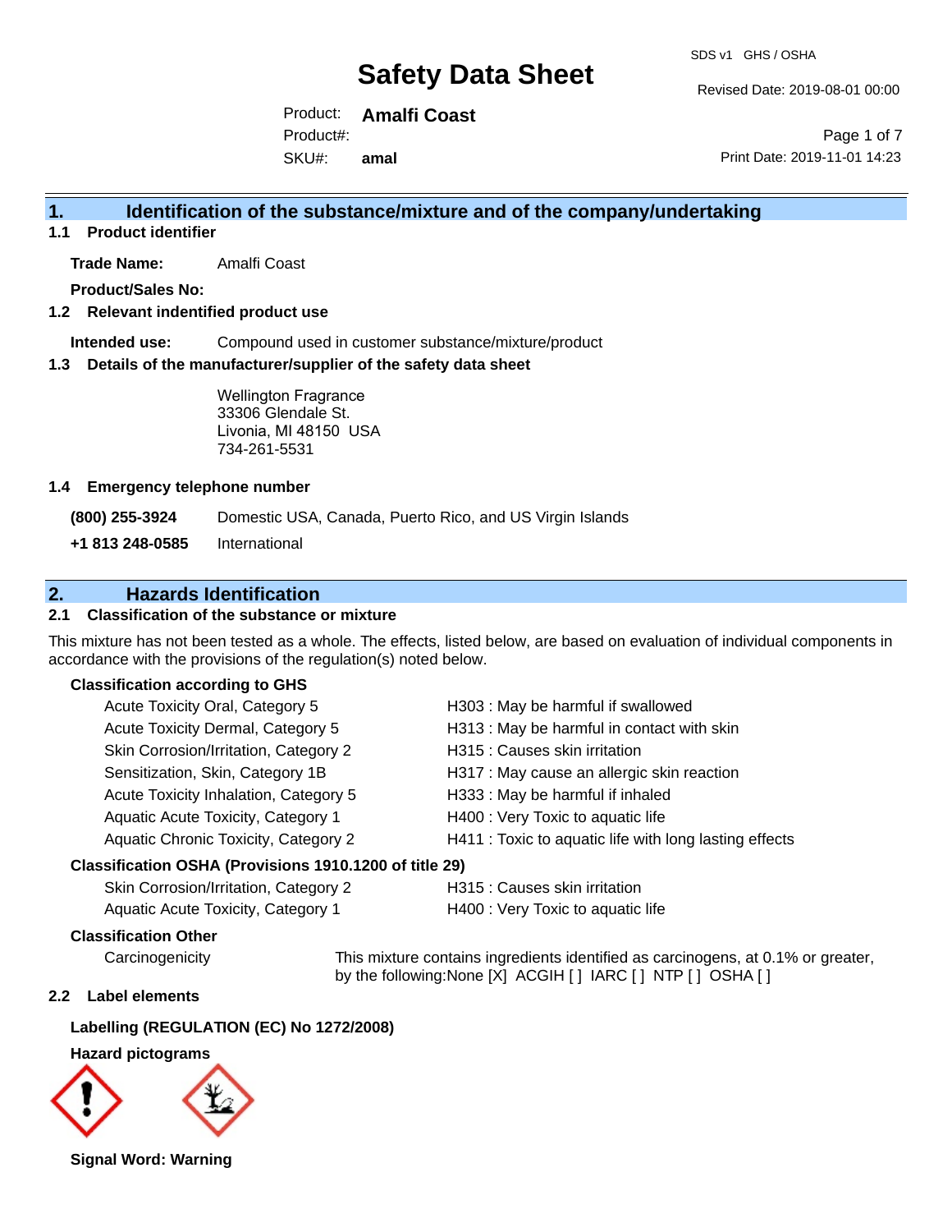# Safety Data Sheet

SDS v1 GHS / OSHA

Revised Date: 2019-08-01 00:00

Product: **Amalfi Coast**

Product#:

SKU#: **amal**

Print Date: 2019-11-01 14:23

## 1. Identification of the substance/mixture and of the company/undertaking

### 1.1 Product identifier

**Trade Name:** Amalfi Coast

**Product/Sales No:**

### 1.2 Relevant indentified product use

**Intended use:** Compound used in customer substance/mixture/product

### 1.3 Details of the manufacturer/supplier of the safety data sheet

Wellington Fragrance
33306 Glendale St.
Livonia, MI 48150 USA
734-261-5531

### 1.4 Emergency telephone number

| | |
|---|---|
| **(800) 255-3924** | Domestic USA, Canada, Puerto Rico, and US Virgin Islands |
| **+1 813 248-0585** | International |

## 2. Hazards Identification

### 2.1 Classification of the substance or mixture

This mixture has not been tested as a whole. The effects, listed below, are based on evaluation of individual components in accordance with the provisions of the regulation(s) noted below.

**Classification according to GHS**

| | |
|---|---|
| Acute Toxicity Oral, Category 5 | H303 : May be harmful if swallowed |
| Acute Toxicity Dermal, Category 5 | H313 : May be harmful in contact with skin |
| Skin Corrosion/Irritation, Category 2 | H315 : Causes skin irritation |
| Sensitization, Skin, Category 1B | H317 : May cause an allergic skin reaction |
| Acute Toxicity Inhalation, Category 5 | H333 : May be harmful if inhaled |
| Aquatic Acute Toxicity, Category 1 | H400 : Very Toxic to aquatic life |
| Aquatic Chronic Toxicity, Category 2 | H411 : Toxic to aquatic life with long lasting effects |

**Classification OSHA (Provisions 1910.1200 of title 29)**

| | |
|---|---|
| Skin Corrosion/Irritation, Category 2 | H315 : Causes skin irritation |
| Aquatic Acute Toxicity, Category 1 | H400 : Very Toxic to aquatic life |

**Classification Other**

Carcinogenicity — This mixture contains ingredients identified as carcinogens, at 0.1% or greater, by the following:None [X] ACGIH [ ] IARC [ ] NTP [ ] OSHA [ ]

### 2.2 Label elements

**Labelling (REGULATION (EC) No 1272/2008)**

**Hazard pictograms**

**Signal Word: Warning**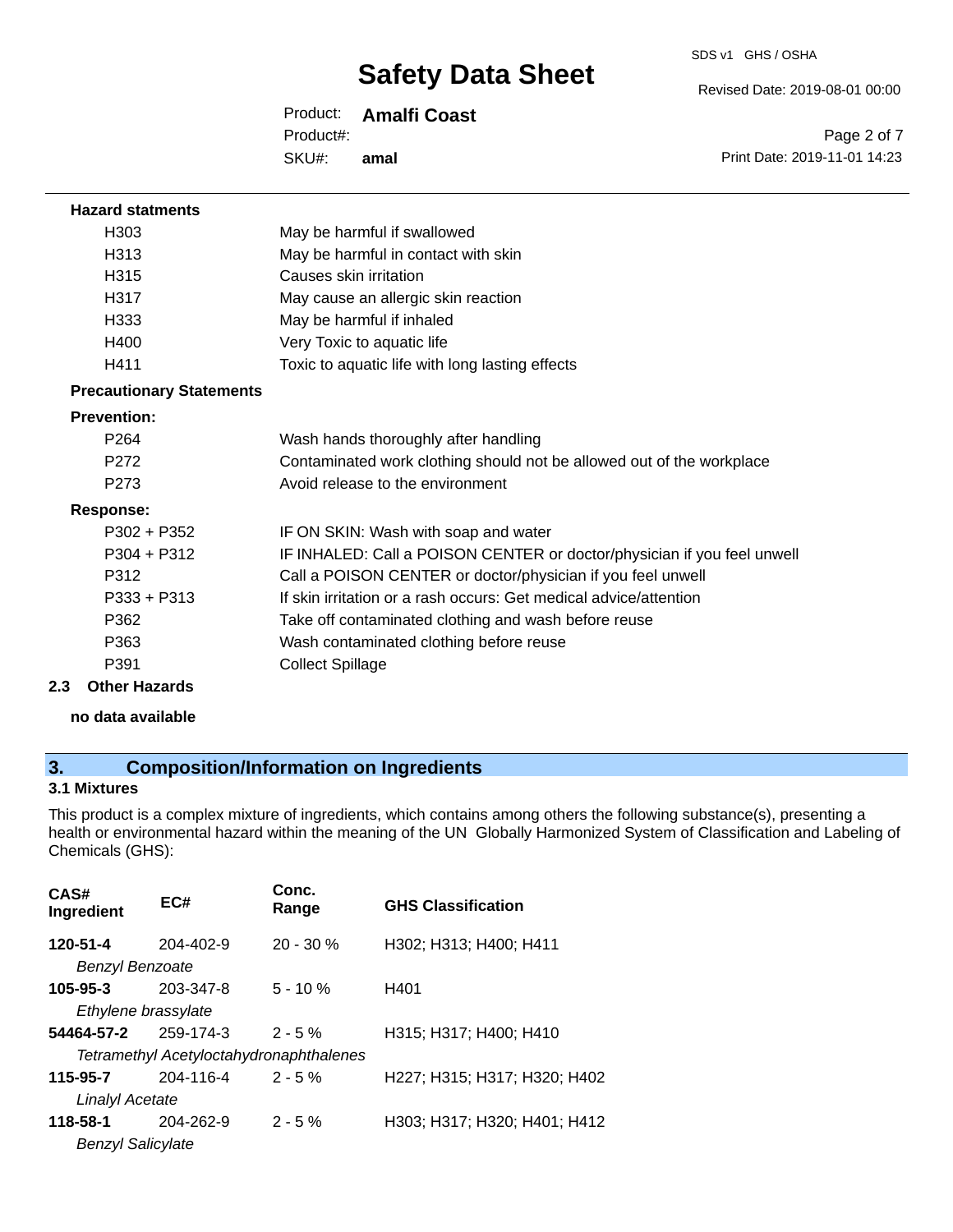**Hazard statments**

| | |
|---|---|
| H303 | May be harmful if swallowed |
| H313 | May be harmful in contact with skin |
| H315 | Causes skin irritation |
| H317 | May cause an allergic skin reaction |
| H333 | May be harmful if inhaled |
| H400 | Very Toxic to aquatic life |
| H411 | Toxic to aquatic life with long lasting effects |

**Precautionary Statements**

**Prevention:**

| | |
|---|---|
| P264 | Wash hands thoroughly after handling |
| P272 | Contaminated work clothing should not be allowed out of the workplace |
| P273 | Avoid release to the environment |

**Response:**

| | |
|---|---|
| P302 + P352 | IF ON SKIN: Wash with soap and water |
| P304 + P312 | IF INHALED: Call a POISON CENTER or doctor/physician if you feel unwell |
| P312 | Call a POISON CENTER or doctor/physician if you feel unwell |
| P333 + P313 | If skin irritation or a rash occurs: Get medical advice/attention |
| P362 | Take off contaminated clothing and wash before reuse |
| P363 | Wash contaminated clothing before reuse |
| P391 | Collect Spillage |

### 2.3 Other Hazards

**no data available**

## 3. Composition/Information on Ingredients

### 3.1 Mixtures

This product is a complex mixture of ingredients, which contains among others the following substance(s), presenting a health or environmental hazard within the meaning of the UN Globally Harmonized System of Classification and Labeling of Chemicals (GHS):

| CAS# Ingredient | EC# | Conc. Range | GHS Classification |
|---|---|---|---|
| **120-51-4** | 204-402-9 | 20 - 30 % | H302; H313; H400; H411 |
| *Benzyl Benzoate* | | | |
| **105-95-3** | 203-347-8 | 5 - 10 % | H401 |
| *Ethylene brassylate* | | | |
| **54464-57-2** | 259-174-3 | 2 - 5 % | H315; H317; H400; H410 |
| *Tetramethyl Acetyloctahydronaphthalenes* | | | |
| **115-95-7** | 204-116-4 | 2 - 5 % | H227; H315; H317; H320; H402 |
| *Linalyl Acetate* | | | |
| **118-58-1** | 204-262-9 | 2 - 5 % | H303; H317; H320; H401; H412 |
| *Benzyl Salicylate* | | | |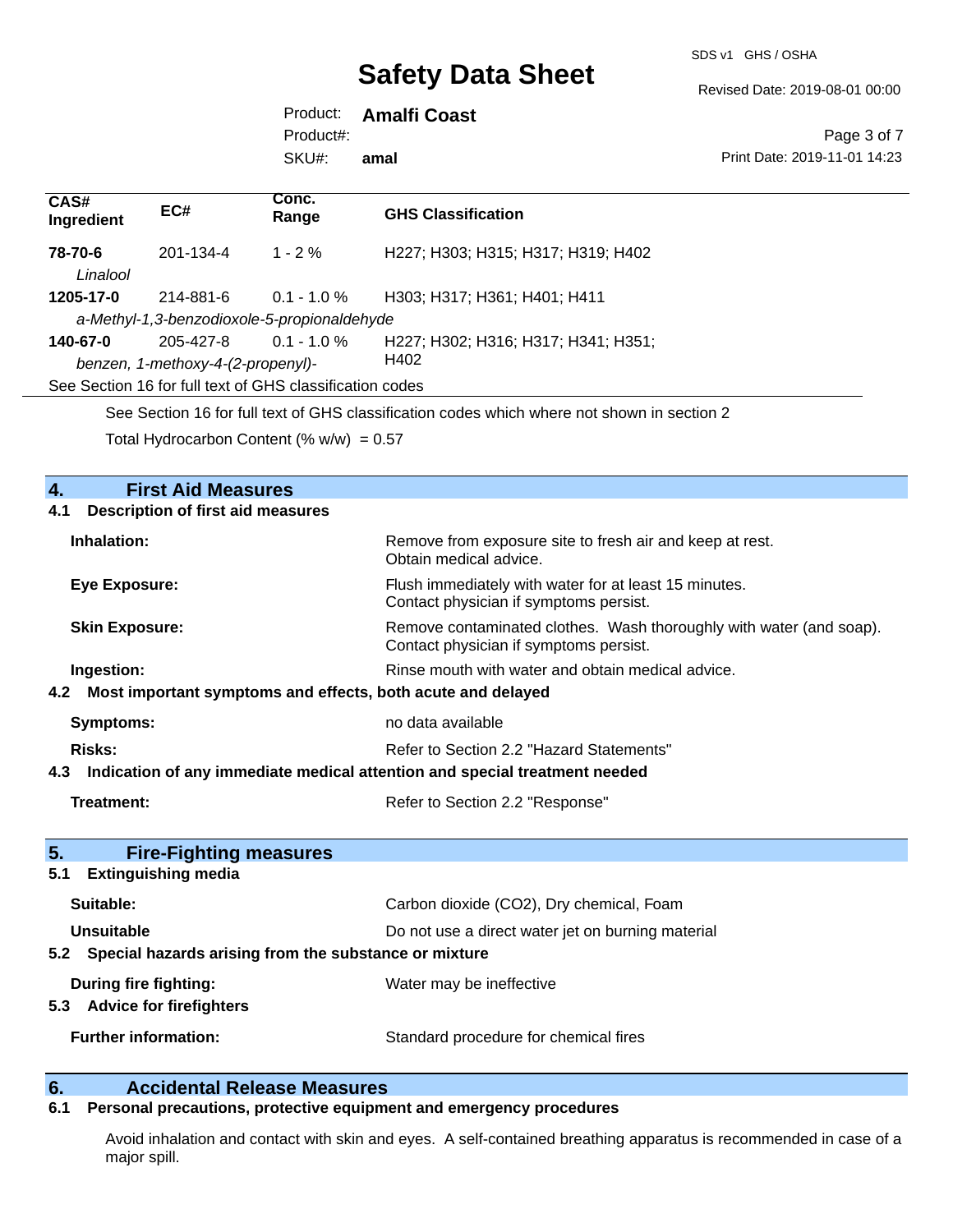| CAS# Ingredient | EC# | Conc. Range | GHS Classification |
|---|---|---|---|
| **78-70-6** *Linalool* | 201-134-4 | 1 - 2 % | H227; H303; H315; H317; H319; H402 |
| **1205-17-0** *a-Methyl-1,3-benzodioxole-5-propionaldehyde* | 214-881-6 | 0.1 - 1.0 % | H303; H317; H361; H401; H411 |
| **140-67-0** *benzen, 1-methoxy-4-(2-propenyl)-* | 205-427-8 | 0.1 - 1.0 % | H227; H302; H316; H317; H341; H351; H402 |

See Section 16 for full text of GHS classification codes

See Section 16 for full text of GHS classification codes which where not shown in section 2

Total Hydrocarbon Content (% w/w) = 0.57

## 4. First Aid Measures

### 4.1 Description of first aid measures

**Inhalation:** Remove from exposure site to fresh air and keep at rest. Obtain medical advice.

**Eye Exposure:** Flush immediately with water for at least 15 minutes. Contact physician if symptoms persist.

**Skin Exposure:** Remove contaminated clothes. Wash thoroughly with water (and soap). Contact physician if symptoms persist.

**Ingestion:** Rinse mouth with water and obtain medical advice.

### 4.2 Most important symptoms and effects, both acute and delayed

**Symptoms:** no data available

**Risks:** Refer to Section 2.2 "Hazard Statements"

### 4.3 Indication of any immediate medical attention and special treatment needed

**Treatment:** Refer to Section 2.2 "Response"

## 5. Fire-Fighting measures

### 5.1 Extinguishing media

**Suitable:** Carbon dioxide ($CO_2$), Dry chemical, Foam

**Unsuitable** Do not use a direct water jet on burning material

### 5.2 Special hazards arising from the substance or mixture

**During fire fighting:** Water may be ineffective

### 5.3 Advice for firefighters

**Further information:** Standard procedure for chemical fires

## 6. Accidental Release Measures

### 6.1 Personal precautions, protective equipment and emergency procedures

Avoid inhalation and contact with skin and eyes. A self-contained breathing apparatus is recommended in case of a major spill.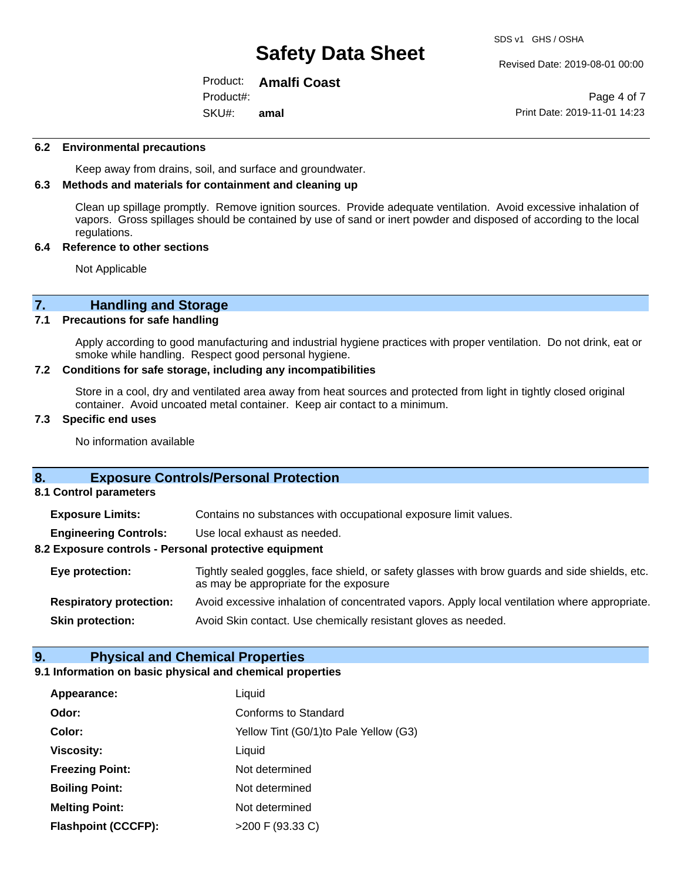### 6.2 Environmental precautions

Keep away from drains, soil, and surface and groundwater.

### 6.3 Methods and materials for containment and cleaning up

Clean up spillage promptly. Remove ignition sources. Provide adequate ventilation. Avoid excessive inhalation of vapors. Gross spillages should be contained by use of sand or inert powder and disposed of according to the local regulations.

### 6.4 Reference to other sections

Not Applicable

## 7. Handling and Storage

### 7.1 Precautions for safe handling

Apply according to good manufacturing and industrial hygiene practices with proper ventilation. Do not drink, eat or smoke while handling. Respect good personal hygiene.

### 7.2 Conditions for safe storage, including any incompatibilities

Store in a cool, dry and ventilated area away from heat sources and protected from light in tightly closed original container. Avoid uncoated metal container. Keep air contact to a minimum.

### 7.3 Specific end uses

No information available

## 8. Exposure Controls/Personal Protection

### 8.1 Control parameters

| | |
|---|---|
| **Exposure Limits:** | Contains no substances with occupational exposure limit values. |
| **Engineering Controls:** | Use local exhaust as needed. |

### 8.2 Exposure controls - Personal protective equipment

| | |
|---|---|
| **Eye protection:** | Tightly sealed goggles, face shield, or safety glasses with brow guards and side shields, etc. as may be appropriate for the exposure |
| **Respiratory protection:** | Avoid excessive inhalation of concentrated vapors. Apply local ventilation where appropriate. |
| **Skin protection:** | Avoid Skin contact. Use chemically resistant gloves as needed. |

## 9. Physical and Chemical Properties

### 9.1 Information on basic physical and chemical properties

| | |
|---|---|
| **Appearance:** | Liquid |
| **Odor:** | Conforms to Standard |
| **Color:** | Yellow Tint (G0/1)to Pale Yellow (G3) |
| **Viscosity:** | Liquid |
| **Freezing Point:** | Not determined |
| **Boiling Point:** | Not determined |
| **Melting Point:** | Not determined |
| **Flashpoint (CCCFP):** | >200 F (93.33 C) |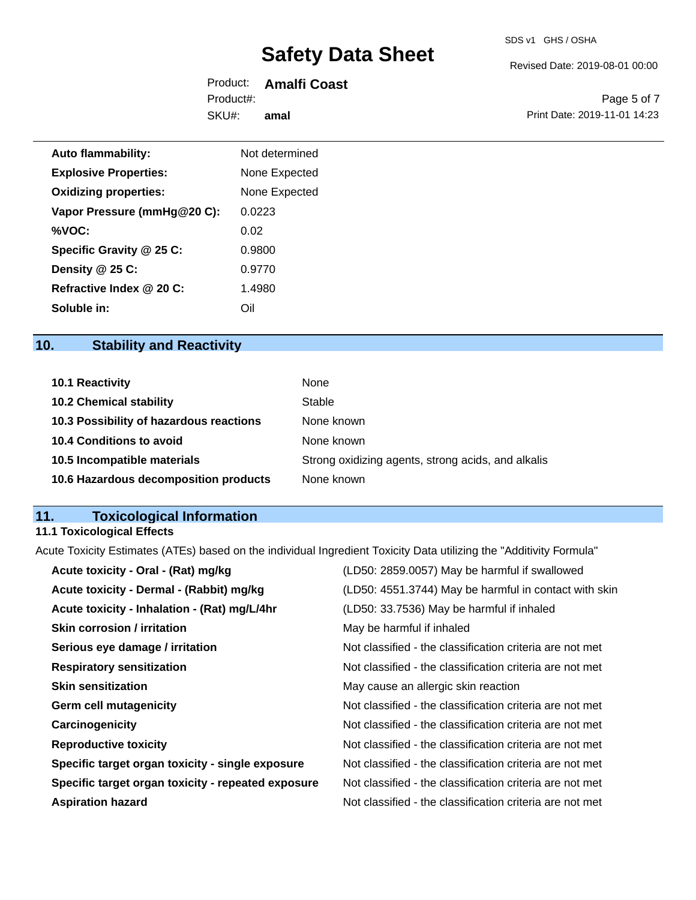| | |
|---|---|
| **Auto flammability:** | Not determined |
| **Explosive Properties:** | None Expected |
| **Oxidizing properties:** | None Expected |
| **Vapor Pressure (mmHg@20 C):** | 0.0223 |
| **%VOC:** | 0.02 |
| **Specific Gravity @ 25 C:** | 0.9800 |
| **Density @ 25 C:** | 0.9770 |
| **Refractive Index @ 20 C:** | 1.4980 |
| **Soluble in:** | Oil |

## 10. Stability and Reactivity

| | |
|---|---|
| **10.1 Reactivity** | None |
| **10.2 Chemical stability** | Stable |
| **10.3 Possibility of hazardous reactions** | None known |
| **10.4 Conditions to avoid** | None known |
| **10.5 Incompatible materials** | Strong oxidizing agents, strong acids, and alkalis |
| **10.6 Hazardous decomposition products** | None known |

## 11. Toxicological Information

### 11.1 Toxicological Effects

Acute Toxicity Estimates (ATEs) based on the individual Ingredient Toxicity Data utilizing the "Additivity Formula"

| | |
|---|---|
| **Acute toxicity - Oral - (Rat) mg/kg** | (LD50: 2859.0057) May be harmful if swallowed |
| **Acute toxicity - Dermal - (Rabbit) mg/kg** | (LD50: 4551.3744) May be harmful in contact with skin |
| **Acute toxicity - Inhalation - (Rat) mg/L/4hr** | (LD50: 33.7536) May be harmful if inhaled |
| **Skin corrosion / irritation** | May be harmful if inhaled |
| **Serious eye damage / irritation** | Not classified - the classification criteria are not met |
| **Respiratory sensitization** | Not classified - the classification criteria are not met |
| **Skin sensitization** | May cause an allergic skin reaction |
| **Germ cell mutagenicity** | Not classified - the classification criteria are not met |
| **Carcinogenicity** | Not classified - the classification criteria are not met |
| **Reproductive toxicity** | Not classified - the classification criteria are not met |
| **Specific target organ toxicity - single exposure** | Not classified - the classification criteria are not met |
| **Specific target organ toxicity - repeated exposure** | Not classified - the classification criteria are not met |
| **Aspiration hazard** | Not classified - the classification criteria are not met |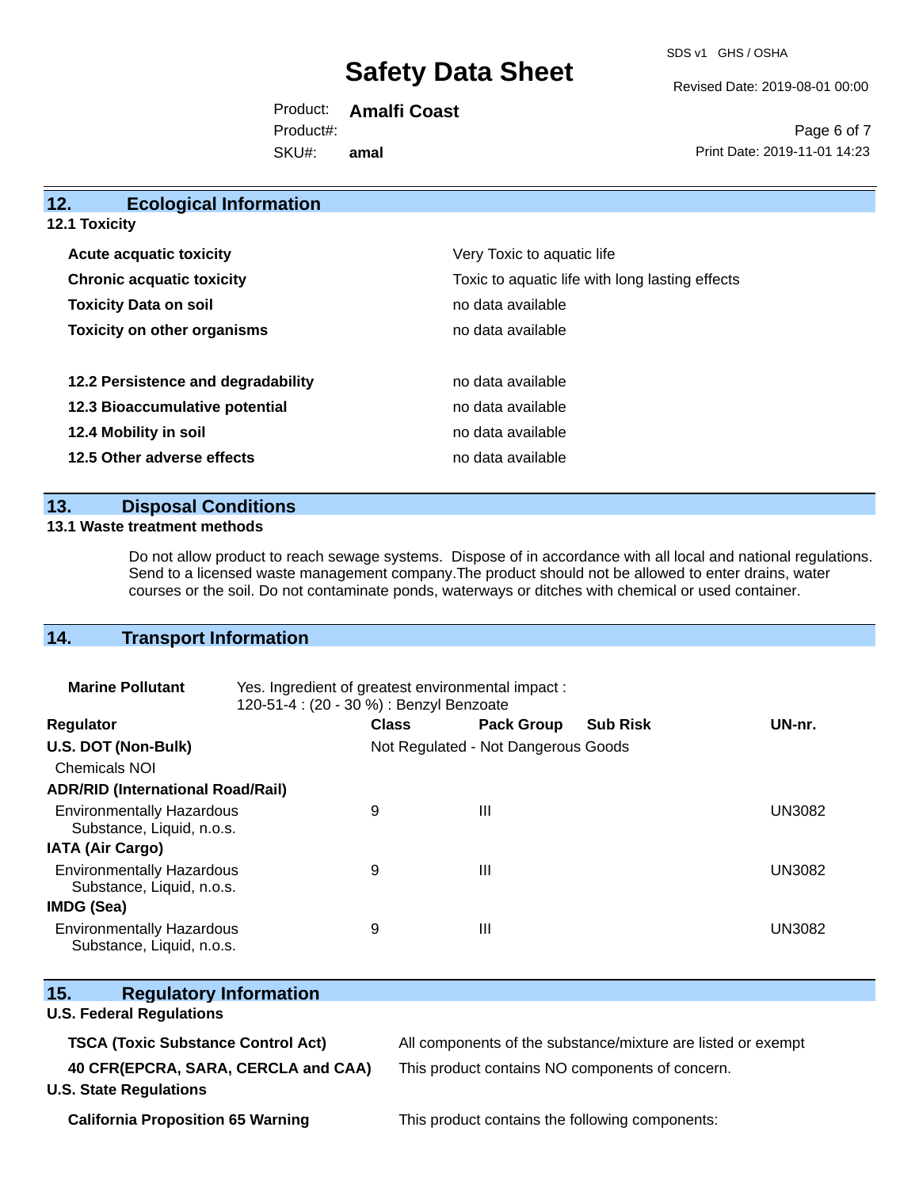## 12. Ecological Information

### 12.1 Toxicity

| | |
|---|---|
| **Acute acquatic toxicity** | Very Toxic to aquatic life |
| **Chronic acquatic toxicity** | Toxic to aquatic life with long lasting effects |
| **Toxicity Data on soil** | no data available |
| **Toxicity on other organisms** | no data available |
| **12.2 Persistence and degradability** | no data available |
| **12.3 Bioaccumulative potential** | no data available |
| **12.4 Mobility in soil** | no data available |
| **12.5 Other adverse effects** | no data available |

## 13. Disposal Conditions

### 13.1 Waste treatment methods

Do not allow product to reach sewage systems. Dispose of in accordance with all local and national regulations. Send to a licensed waste management company.The product should not be allowed to enter drains, water courses or the soil. Do not contaminate ponds, waterways or ditches with chemical or used container.

## 14. Transport Information

**Marine Pollutant** Yes. Ingredient of greatest environmental impact : 120-51-4 : (20 - 30 %) : Benzyl Benzoate

| Regulator | Class | Pack Group | Sub Risk | UN-nr. |
|---|---|---|---|---|
| **U.S. DOT (Non-Bulk)** | Not Regulated - Not Dangerous Goods | | | |
| Chemicals NOI | | | | |
| **ADR/RID (International Road/Rail)** | | | | |
| Environmentally Hazardous Substance, Liquid, n.o.s. | 9 | III | | UN3082 |
| **IATA (Air Cargo)** | | | | |
| Environmentally Hazardous Substance, Liquid, n.o.s. | 9 | III | | UN3082 |
| **IMDG (Sea)** | | | | |
| Environmentally Hazardous Substance, Liquid, n.o.s. | 9 | III | | UN3082 |

## 15. Regulatory Information

### U.S. Federal Regulations

| | |
|---|---|
| **TSCA (Toxic Substance Control Act)** | All components of the substance/mixture are listed or exempt |
| **40 CFR(EPCRA, SARA, CERCLA and CAA)** | This product contains NO components of concern. |

### U.S. State Regulations

| | |
|---|---|
| **California Proposition 65 Warning** | This product contains the following components: |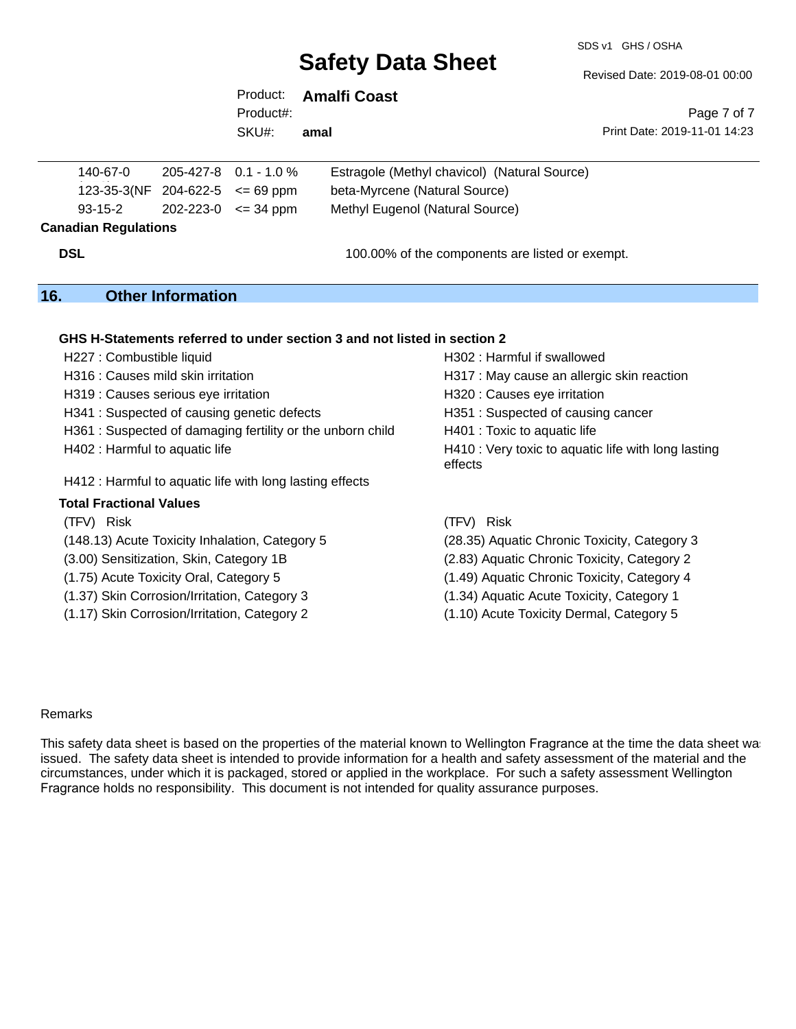| | | | |
|---|---|---|---|
| 140-67-0 | 205-427-8 | 0.1 - 1.0 % | Estragole (Methyl chavicol) (Natural Source) |
| 123-35-3(NF | 204-622-5 | <= 69 ppm | beta-Myrcene (Natural Source) |
| 93-15-2 | 202-223-0 | <= 34 ppm | Methyl Eugenol (Natural Source) |

**Canadian Regulations**

**DSL** 100.00% of the components are listed or exempt.

## 16. Other Information

**GHS H-Statements referred to under section 3 and not listed in section 2**

H227 : Combustible liquid
H302 : Harmful if swallowed
H316 : Causes mild skin irritation
H317 : May cause an allergic skin reaction
H319 : Causes serious eye irritation
H320 : Causes eye irritation
H341 : Suspected of causing genetic defects
H351 : Suspected of causing cancer
H361 : Suspected of damaging fertility or the unborn child
H401 : Toxic to aquatic life
H402 : Harmful to aquatic life
H410 : Very toxic to aquatic life with long lasting effects
H412 : Harmful to aquatic life with long lasting effects

**Total Fractional Values**

| (TFV) Risk | (TFV) Risk |
|---|---|
| (148.13) Acute Toxicity Inhalation, Category 5 | (28.35) Aquatic Chronic Toxicity, Category 3 |
| (3.00) Sensitization, Skin, Category 1B | (2.83) Aquatic Chronic Toxicity, Category 2 |
| (1.75) Acute Toxicity Oral, Category 5 | (1.49) Aquatic Chronic Toxicity, Category 4 |
| (1.37) Skin Corrosion/Irritation, Category 3 | (1.34) Aquatic Acute Toxicity, Category 1 |
| (1.17) Skin Corrosion/Irritation, Category 2 | (1.10) Acute Toxicity Dermal, Category 5 |

Remarks

This safety data sheet is based on the properties of the material known to Wellington Fragrance at the time the data sheet was issued. The safety data sheet is intended to provide information for a health and safety assessment of the material and the circumstances, under which it is packaged, stored or applied in the workplace. For such a safety assessment Wellington Fragrance holds no responsibility. This document is not intended for quality assurance purposes.